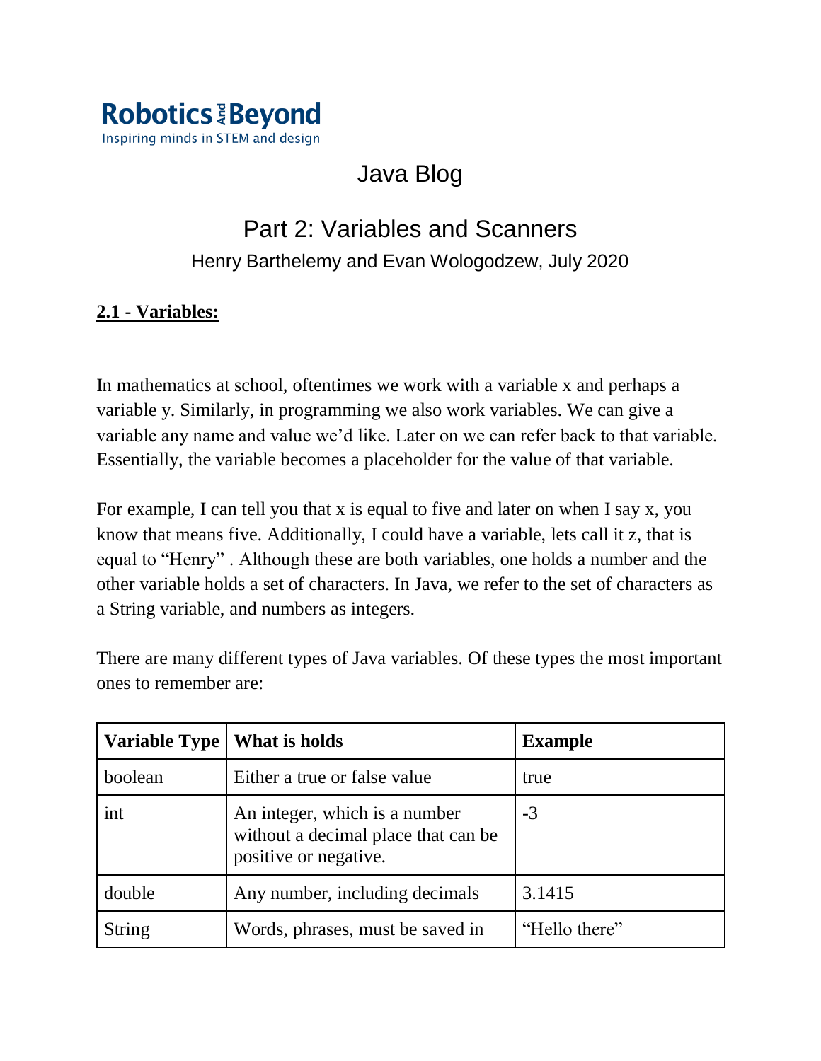Robotics And Beyond

Inspiring minds in STEM and design

# Java Blog

## Part 2: Variables and Scanners

Henry Barthelemy and Evan Wologodzew, July 2020

### **2.1 - Variables:**

In mathematics at school, oftentimes we work with a variable x and perhaps a variable y. Similarly, in programming we also work variables. We can give a variable any name and value we'd like. Later on we can refer back to that variable. Essentially, the variable becomes a placeholder for the value of that variable.

For example, I can tell you that x is equal to five and later on when I say x, you know that means five. Additionally, I could have a variable, lets call it z, that is equal to "Henry" . Although these are both variables, one holds a number and the other variable holds a set of characters. In Java, we refer to the set of characters as a String variable, and numbers as integers.

There are many different types of Java variables. Of these types the most important ones to remember are:

| **Variable Type** | **What is holds** | **Example** |
| --- | --- | --- |
| boolean | Either a true or false value | true |
| int | An integer, which is a number without a decimal place that can be positive or negative. | -3 |
| double | Any number, including decimals | 3.1415 |
| String | Words, phrases, must be saved in | "Hello there" |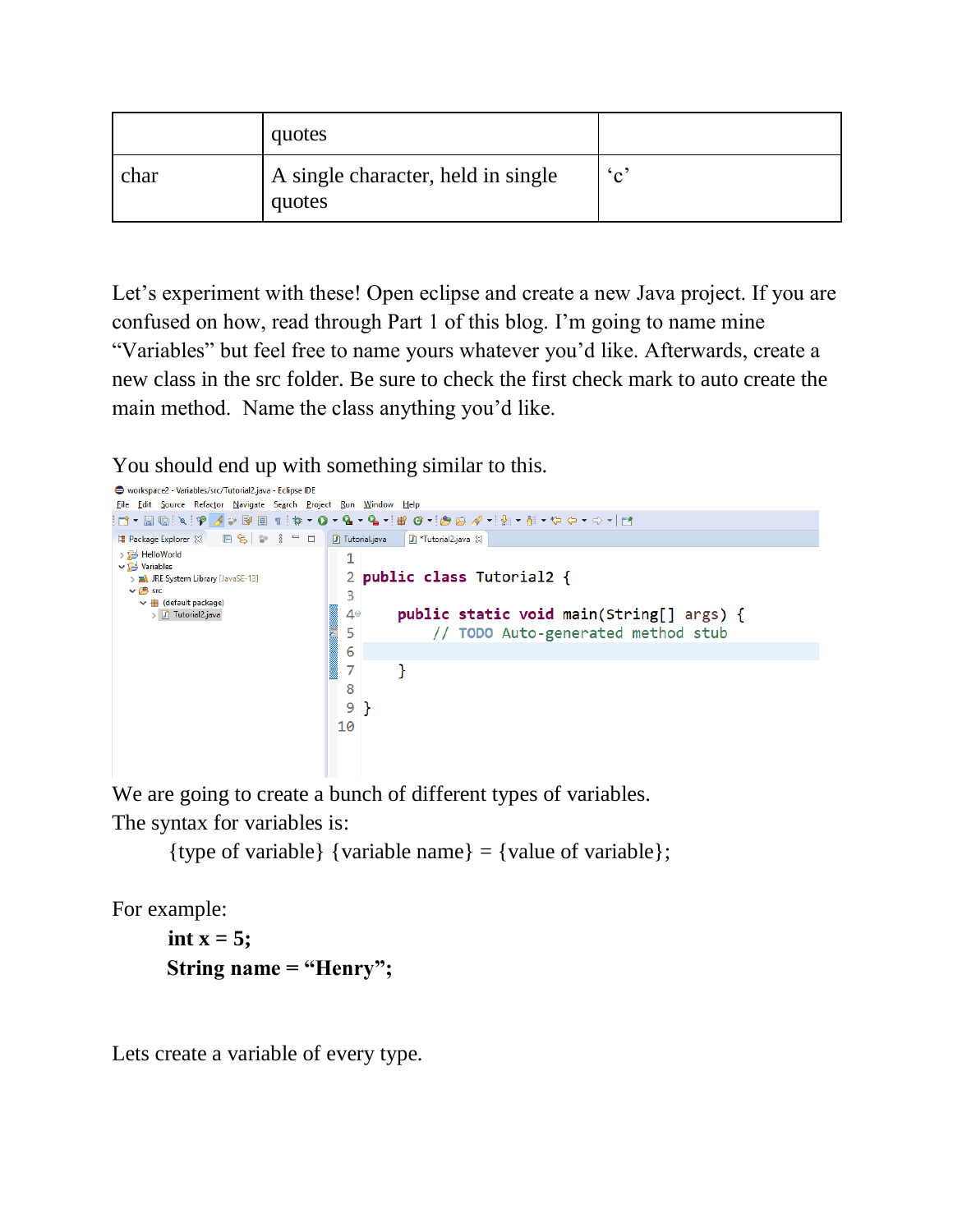| | quotes | |
|---|---|---|
| char | A single character, held in single quotes | 'c' |

Let's experiment with these! Open eclipse and create a new Java project. If you are confused on how, read through Part 1 of this blog. I'm going to name mine "Variables" but feel free to name yours whatever you'd like. Afterwards, create a new class in the src folder. Be sure to check the first check mark to auto create the main method. Name the class anything you'd like.

You should end up with something similar to this.

```java
public class Tutorial2 {

    public static void main(String[] args) {
        // TODO Auto-generated method stub

    }

}
```

We are going to create a bunch of different types of variables.
The syntax for variables is:

{type of variable} {variable name} = {value of variable};

For example:

**int x = 5;**
**String name = "Henry";**

Lets create a variable of every type.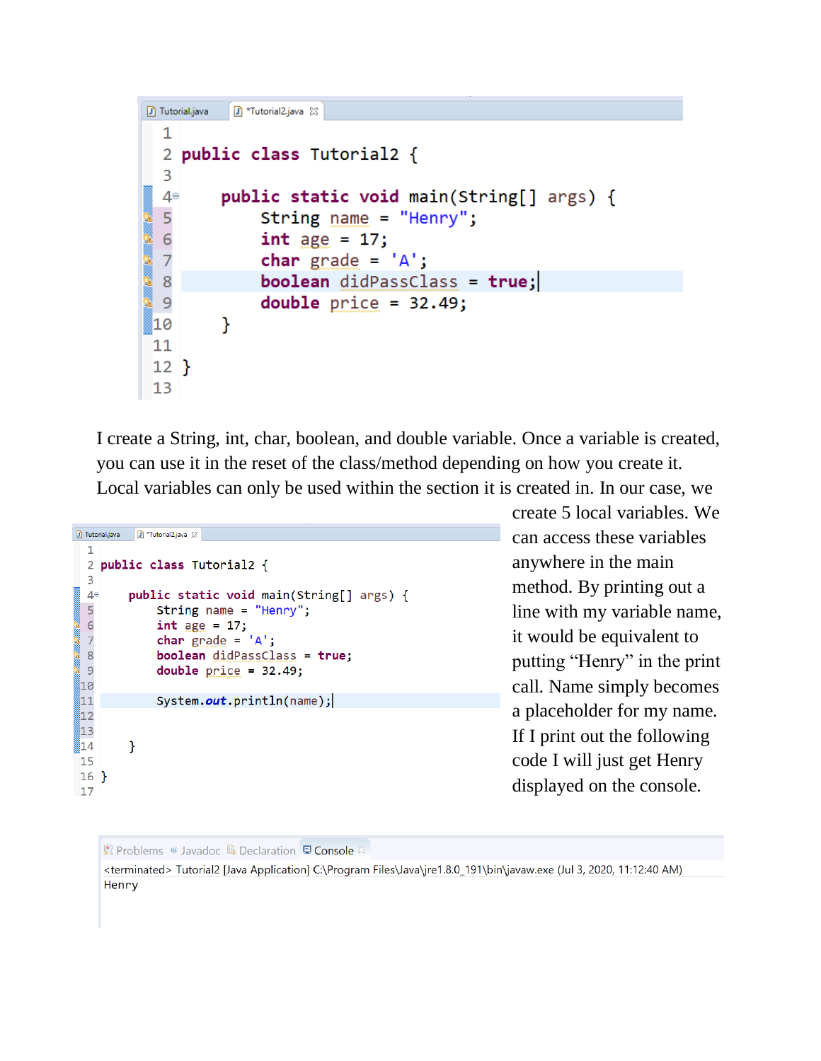```java
public class Tutorial2 {

    public static void main(String[] args) {
        String name = "Henry";
        int age = 17;
        char grade = 'A';
        boolean didPassClass = true;
        double price = 32.49;
    }

}
```

I create a String, int, char, boolean, and double variable. Once a variable is created, you can use it in the reset of the class/method depending on how you create it. Local variables can only be used within the section it is created in. In our case, we create 5 local variables. We can access these variables anywhere in the main method. By printing out a line with my variable name, it would be equivalent to putting "Henry" in the print call. Name simply becomes a placeholder for my name. If I print out the following code I will just get Henry displayed on the console.

```java
public class Tutorial2 {

    public static void main(String[] args) {
        String name = "Henry";
        int age = 17;
        char grade = 'A';
        boolean didPassClass = true;
        double price = 32.49;

        System.out.println(name);


    }

}
```

```
<terminated> Tutorial2 [Java Application] C:\Program Files\Java\jre1.8.0_191\bin\javaw.exe (Jul 3, 2020, 11:12:40 AM)
Henry
```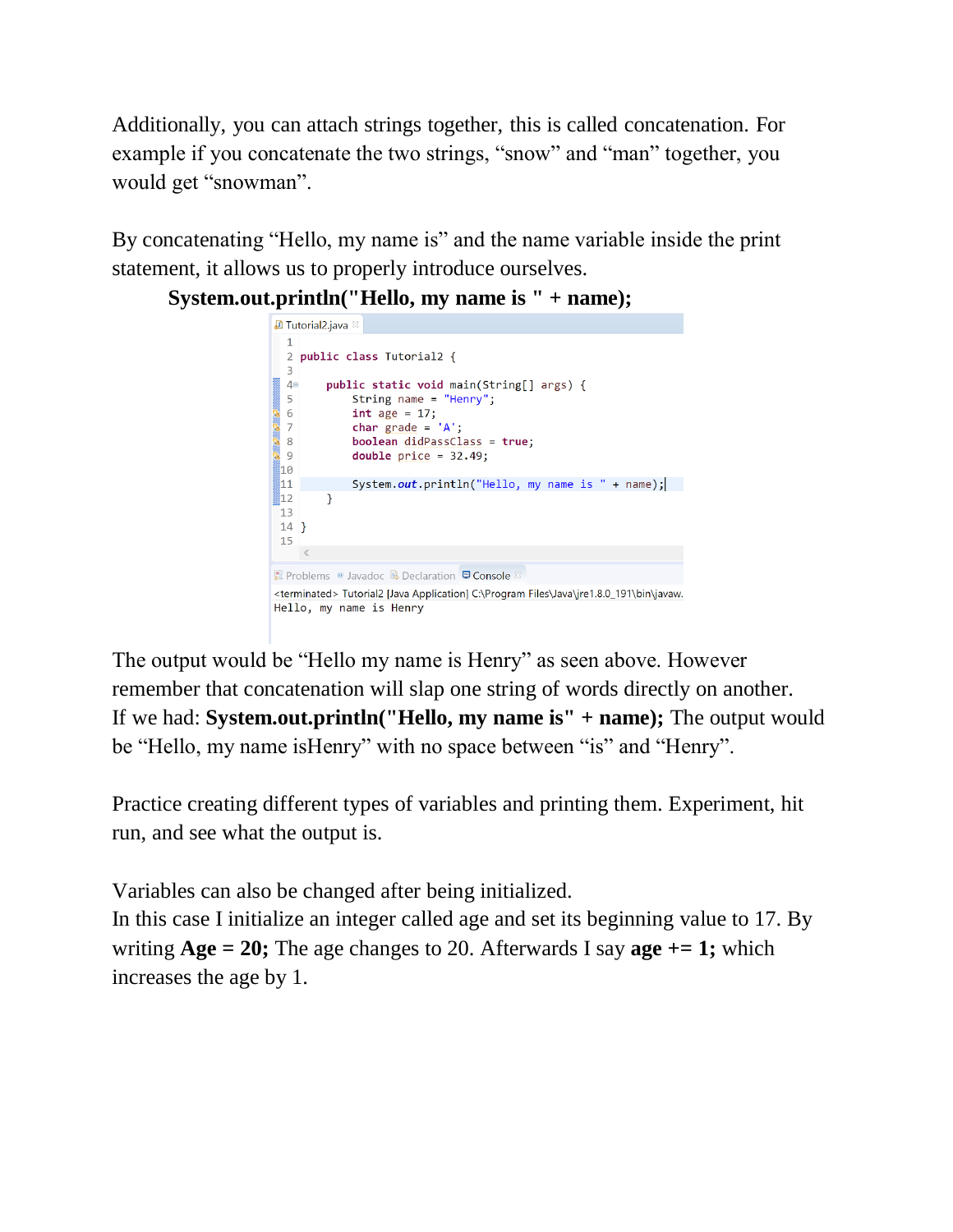Additionally, you can attach strings together, this is called concatenation. For example if you concatenate the two strings, "snow" and "man" together, you would get "snowman".

By concatenating "Hello, my name is" and the name variable inside the print statement, it allows us to properly introduce ourselves.

**System.out.println("Hello, my name is " + name);**

```
Tutorial2.java

1
2 public class Tutorial2 {
3
4     public static void main(String[] args) {
5         String name = "Henry";
6         int age = 17;
7         char grade = 'A';
8         boolean didPassClass = true;
9         double price = 32.49;
10
11        System.out.println("Hello, my name is " + name);
12    }
13
14 }
15
```

```
Problems  Javadoc  Declaration  Console
<terminated> Tutorial2 [Java Application] C:\Program Files\Java\jre1.8.0_191\bin\javaw.
Hello, my name is Henry
```

The output would be "Hello my name is Henry" as seen above. However remember that concatenation will slap one string of words directly on another. If we had: **System.out.println("Hello, my name is" + name);** The output would be "Hello, my name isHenry" with no space between "is" and "Henry".

Practice creating different types of variables and printing them. Experiment, hit run, and see what the output is.

Variables can also be changed after being initialized.
In this case I initialize an integer called age and set its beginning value to 17. By writing **Age = 20;** The age changes to 20. Afterwards I say **age += 1;** which increases the age by 1.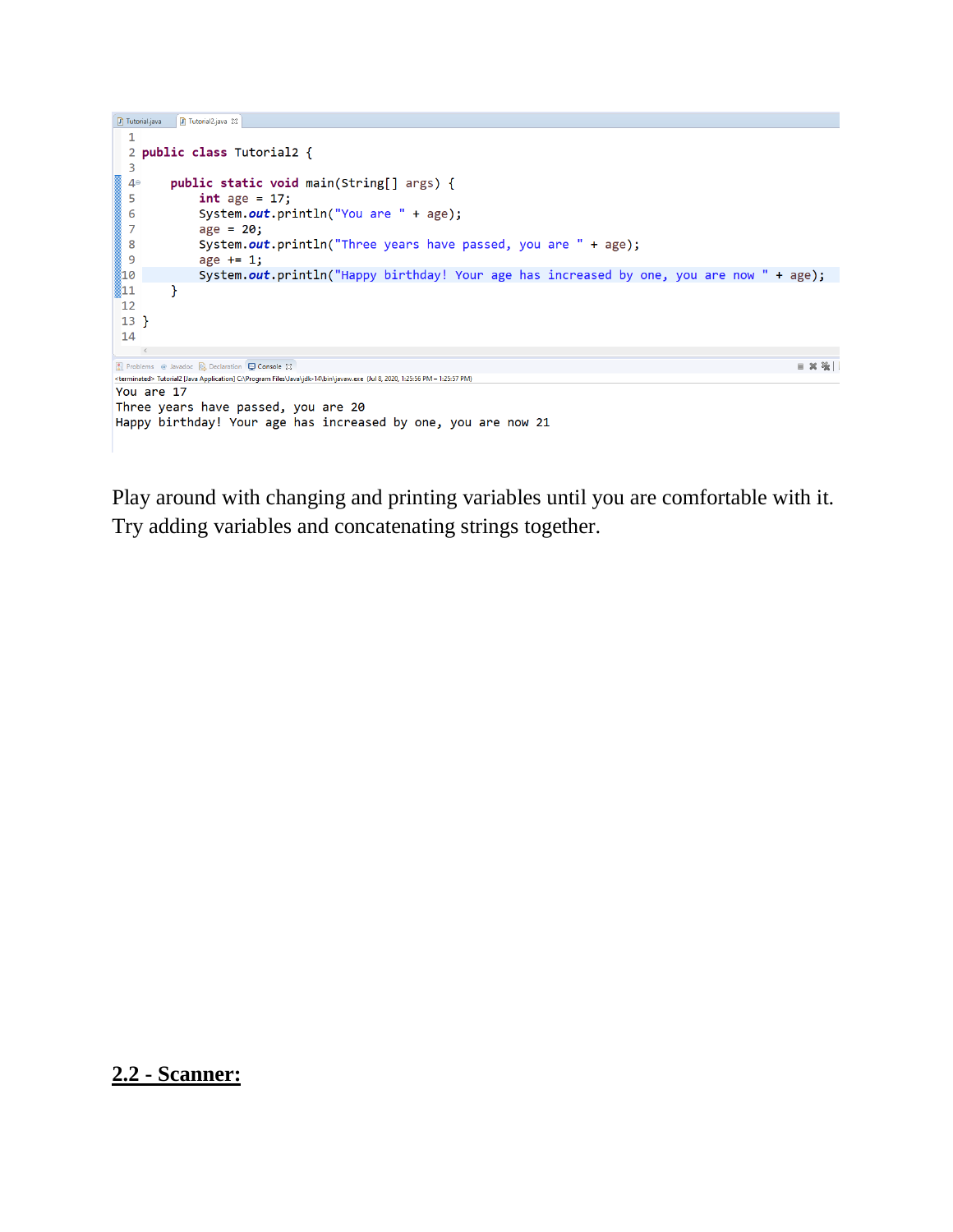```java

public class Tutorial2 {

    public static void main(String[] args) {
        int age = 17;
        System.out.println("You are " + age);
        age = 20;
        System.out.println("Three years have passed, you are " + age);
        age += 1;
        System.out.println("Happy birthday! Your age has increased by one, you are now " + age);
    }

}
```

```
<terminated> Tutorial2 [Java Application] C:\Program Files\Java\jdk-14\bin\javaw.exe (Jul 8, 2020, 1:25:56 PM – 1:25:57 PM)
You are 17
Three years have passed, you are 20
Happy birthday! Your age has increased by one, you are now 21
```

Play around with changing and printing variables until you are comfortable with it. Try adding variables and concatenating strings together.

## 2.2 - Scanner: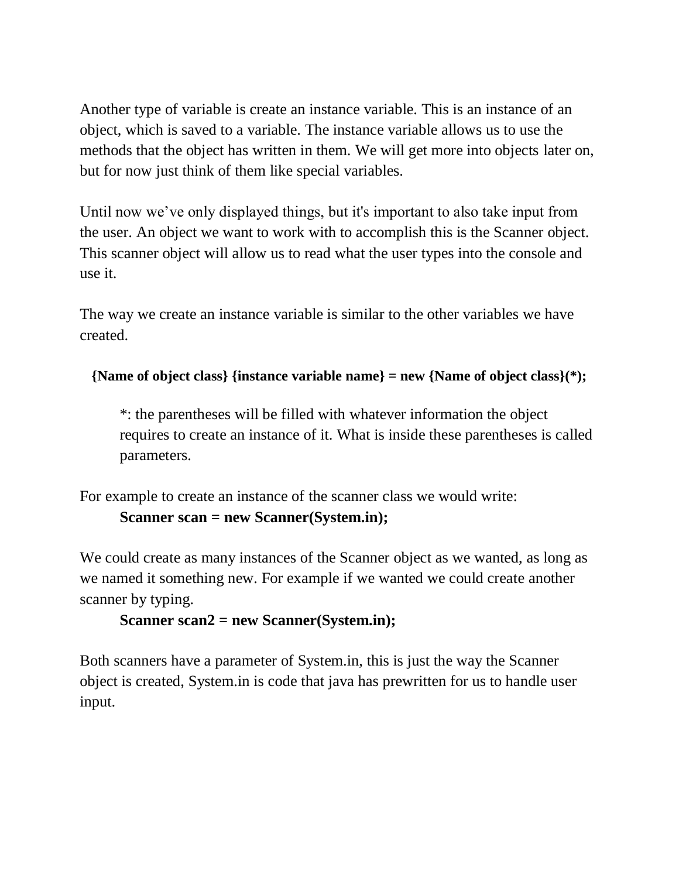Another type of variable is create an instance variable. This is an instance of an object, which is saved to a variable. The instance variable allows us to use the methods that the object has written in them. We will get more into objects later on, but for now just think of them like special variables.

Until now we've only displayed things, but it's important to also take input from the user. An object we want to work with to accomplish this is the Scanner object. This scanner object will allow us to read what the user types into the console and use it.

The way we create an instance variable is similar to the other variables we have created.

**{Name of object class} {instance variable name} = new {Name of object class}(*);**

> *: the parentheses will be filled with whatever information the object requires to create an instance of it. What is inside these parentheses is called parameters.

For example to create an instance of the scanner class we would write:

```
Scanner scan = new Scanner(System.in);
```

We could create as many instances of the Scanner object as we wanted, as long as we named it something new. For example if we wanted we could create another scanner by typing.

```
Scanner scan2 = new Scanner(System.in);
```

Both scanners have a parameter of System.in, this is just the way the Scanner object is created, System.in is code that java has prewritten for us to handle user input.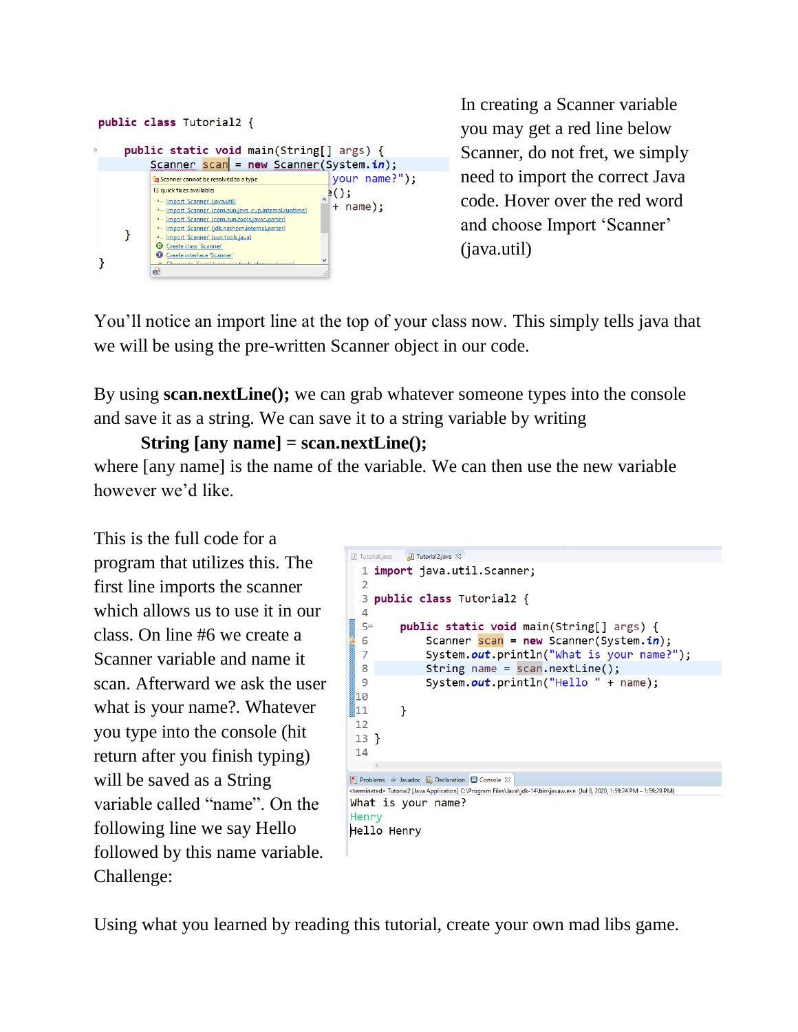```java
public class Tutorial2 {

    public static void main(String[] args) {
        Scanner scan = new Scanner(System.in);
                                        your name?");
                                        e();
                                        + name);
    }

}
```

In creating a Scanner variable you may get a red line below Scanner, do not fret, we simply need to import the correct Java code. Hover over the red word and choose Import 'Scanner' (java.util)

You'll notice an import line at the top of your class now. This simply tells java that we will be using the pre-written Scanner object in our code.

By using **scan.nextLine();** we can grab whatever someone types into the console and save it as a string. We can save it to a string variable by writing

**String [any name] = scan.nextLine();**

where [any name] is the name of the variable. We can then use the new variable however we'd like.

This is the full code for a program that utilizes this. The first line imports the scanner which allows us to use it in our class. On line #6 we create a Scanner variable and name it scan. Afterward we ask the user what is your name?. Whatever you type into the console (hit return after you finish typing) will be saved as a String variable called "name". On the following line we say Hello followed by this name variable.

```java
import java.util.Scanner;

public class Tutorial2 {

    public static void main(String[] args) {
        Scanner scan = new Scanner(System.in);
        System.out.println("What is your name?");
        String name = scan.nextLine();
        System.out.println("Hello " + name);

    }

}
```

```
What is your name?
Henry
Hello Henry
```

Challenge:

Using what you learned by reading this tutorial, create your own mad libs game.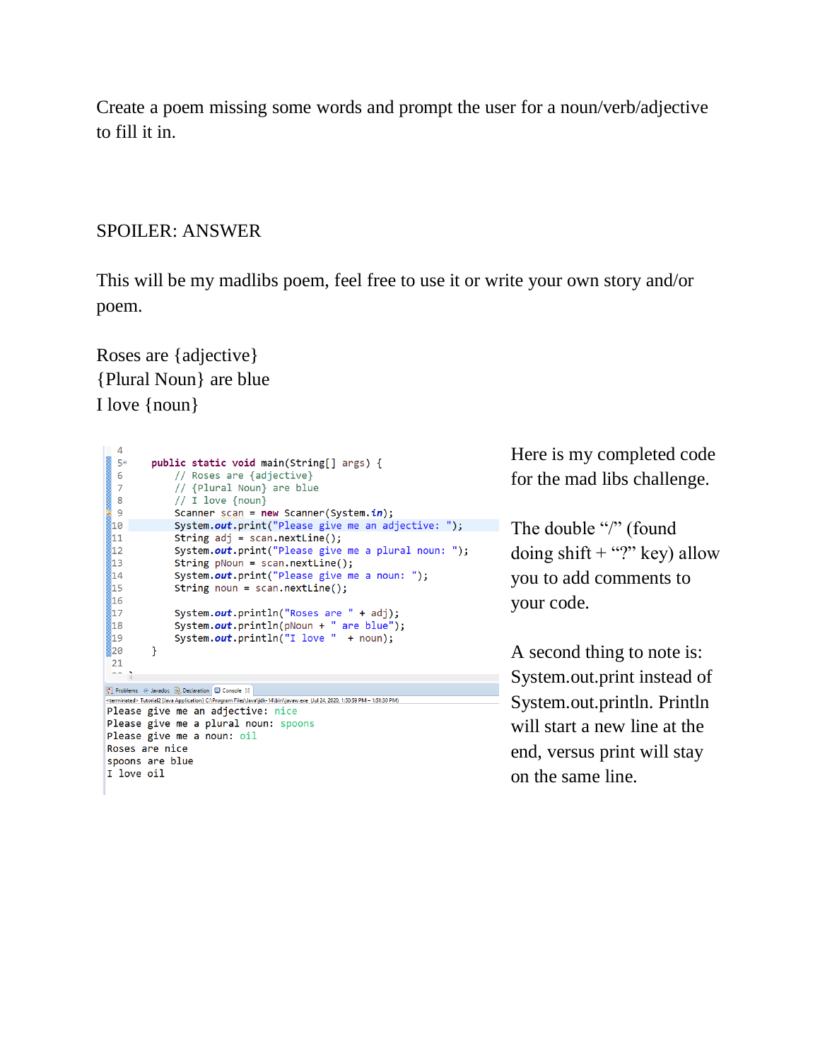Create a poem missing some words and prompt the user for a noun/verb/adjective to fill it in.

SPOILER: ANSWER

This will be my madlibs poem, feel free to use it or write your own story and/or poem.

Roses are {adjective}
{Plural Noun} are blue
I love {noun}

```
    public static void main(String[] args) {
        // Roses are {adjective}
        // {Plural Noun} are blue
        // I love {noun}
        Scanner scan = new Scanner(System.in);
        System.out.print("Please give me an adjective: ");
        String adj = scan.nextLine();
        System.out.print("Please give me a plural noun: ");
        String pNoun = scan.nextLine();
        System.out.print("Please give me a noun: ");
        String noun = scan.nextLine();

        System.out.println("Roses are " + adj);
        System.out.println(pNoun + " are blue");
        System.out.println("I love "  + noun);
    }
```

```
Please give me an adjective: nice
Please give me a plural noun: spoons
Please give me a noun: oil
Roses are nice
spoons are blue
I love oil
```

Here is my completed code for the mad libs challenge.

The double "/" (found doing shift + "?" key) allow you to add comments to your code.

A second thing to note is: System.out.print instead of System.out.println. Println will start a new line at the end, versus print will stay on the same line.